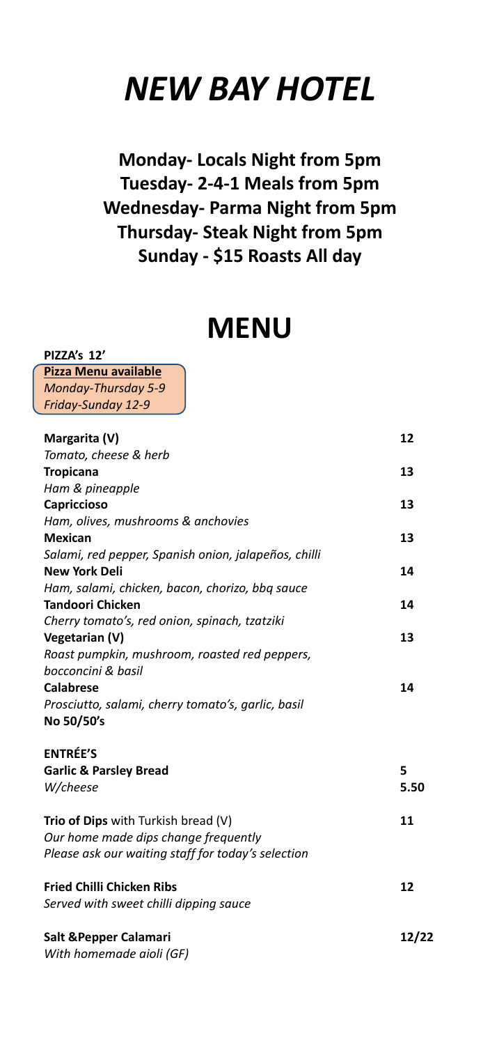# *NEW BAY HOTEL*

**Monday- Locals Night from 5pm**
**Tuesday- 2-4-1 Meals from 5pm**
**Wednesday- Parma Night from 5pm**
**Thursday- Steak Night from 5pm**
**Sunday - $15 Roasts All day**

# MENU

**PIZZA's 12'**

**Pizza Menu available**
*Monday-Thursday 5-9*
*Friday-Sunday 12-9*

| | |
|---|---|
| **Margarita (V)**<br>*Tomato, cheese & herb* | 12 |
| **Tropicana**<br>*Ham & pineapple* | 13 |
| **Capriccioso**<br>*Ham, olives, mushrooms & anchovies* | 13 |
| **Mexican**<br>*Salami, red pepper, Spanish onion, jalapeños, chilli* | 13 |
| **New York Deli**<br>*Ham, salami, chicken, bacon, chorizo, bbq sauce* | 14 |
| **Tandoori Chicken**<br>*Cherry tomato's, red onion, spinach, tzatziki* | 14 |
| **Vegetarian (V)**<br>*Roast pumpkin, mushroom, roasted red peppers, bocconcini & basil* | 13 |
| **Calabrese**<br>*Prosciutto, salami, cherry tomato's, garlic, basil* | 14 |

**No 50/50's**

**ENTRÉE'S**

| | |
|---|---|
| **Garlic & Parsley Bread** | 5 |
| *W/cheese* | 5.50 |
| **Trio of Dips** with Turkish bread (V)<br>*Our home made dips change frequently*<br>*Please ask our waiting staff for today's selection* | 11 |
| **Fried Chilli Chicken Ribs**<br>*Served with sweet chilli dipping sauce* | 12 |
| **Salt &Pepper Calamari**<br>*With homemade aioli (GF)* | 12/22 |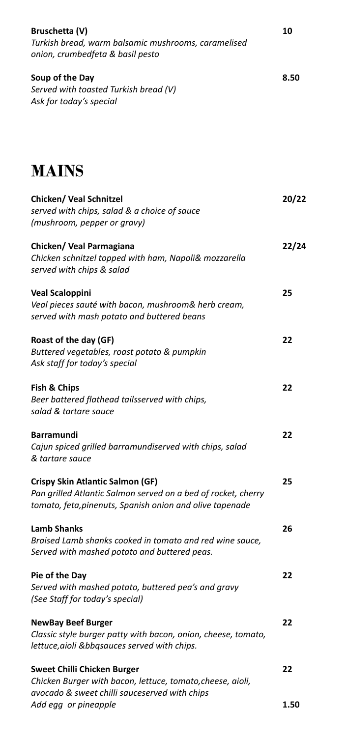**Bruschetta (V)** 10
*Turkish bread, warm balsamic mushrooms, caramelised onion, crumbedfeta & basil pesto*

**Soup of the Day** 8.50
*Served with toasted Turkish bread (V)*
*Ask for today's special*

# MAINS

**Chicken/ Veal Schnitzel** 20/22
*served with chips, salad & a choice of sauce*
*(mushroom, pepper or gravy)*

**Chicken/ Veal Parmagiana** 22/24
*Chicken schnitzel topped with ham, Napoli& mozzarella served with chips & salad*

**Veal Scaloppini** 25
*Veal pieces sauté with bacon, mushroom& herb cream, served with mash potato and buttered beans*

**Roast of the day (GF)** 22
*Buttered vegetables, roast potato & pumpkin*
*Ask staff for today's special*

**Fish & Chips** 22
*Beer battered flathead tailsserved with chips, salad & tartare sauce*

**Barramundi** 22
*Cajun spiced grilled barramundiserved with chips, salad & tartare sauce*

**Crispy Skin Atlantic Salmon (GF)** 25
*Pan grilled Atlantic Salmon served on a bed of rocket, cherry tomato, feta,pinenuts, Spanish onion and olive tapenade*

**Lamb Shanks** 26
*Braised Lamb shanks cooked in tomato and red wine sauce, Served with mashed potato and buttered peas.*

**Pie of the Day** 22
*Served with mashed potato, buttered pea's and gravy*
*(See Staff for today's special)*

**NewBay Beef Burger** 22
*Classic style burger patty with bacon, onion, cheese, tomato, lettuce,aioli &bbqsauces served with chips.*

**Sweet Chilli Chicken Burger** 22
*Chicken Burger with bacon, lettuce, tomato,cheese, aioli, avocado & sweet chilli sauceserved with chips*
*Add egg or pineapple* 1.50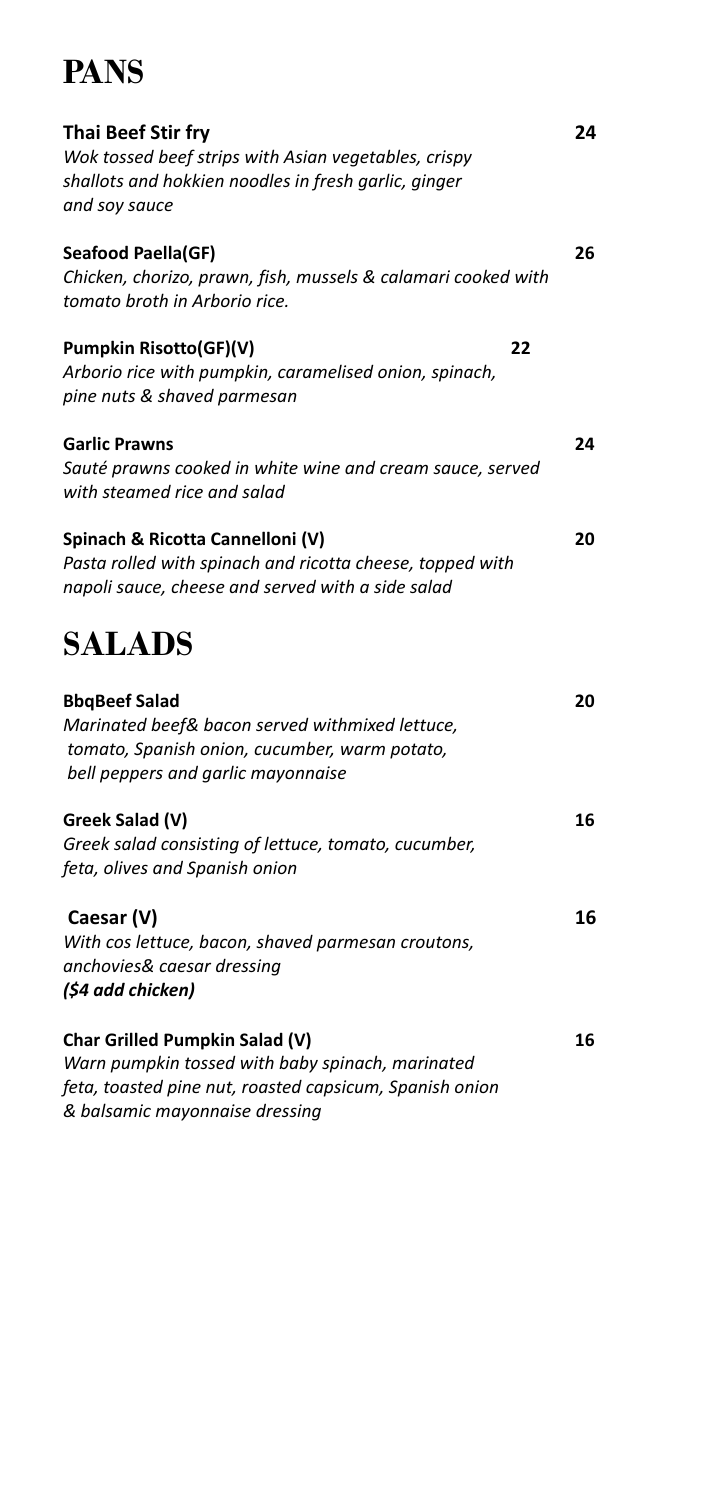# PANS

**Thai Beef Stir fry** **24**
*Wok tossed beef strips with Asian vegetables, crispy shallots and hokkien noodles in fresh garlic, ginger and soy sauce*

**Seafood Paella(GF)** **26**
*Chicken, chorizo, prawn, fish, mussels & calamari cooked with tomato broth in Arborio rice.*

**Pumpkin Risotto(GF)(V)** **22**
*Arborio rice with pumpkin, caramelised onion, spinach, pine nuts & shaved parmesan*

**Garlic Prawns** **24**
*Sauté prawns cooked in white wine and cream sauce, served with steamed rice and salad*

**Spinach & Ricotta Cannelloni (V)** **20**
*Pasta rolled with spinach and ricotta cheese, topped with napoli sauce, cheese and served with a side salad*

# SALADS

**BbqBeef Salad** **20**
*Marinated beef& bacon served withmixed lettuce, tomato, Spanish onion, cucumber, warm potato, bell peppers and garlic mayonnaise*

**Greek Salad (V)** **16**
*Greek salad consisting of lettuce, tomato, cucumber, feta, olives and Spanish onion*

**Caesar (V)** **16**
*With cos lettuce, bacon, shaved parmesan croutons, anchovies& caesar dressing*
***($4 add chicken)***

**Char Grilled Pumpkin Salad (V)** **16**
*Warn pumpkin tossed with baby spinach, marinated feta, toasted pine nut, roasted capsicum, Spanish onion & balsamic mayonnaise dressing*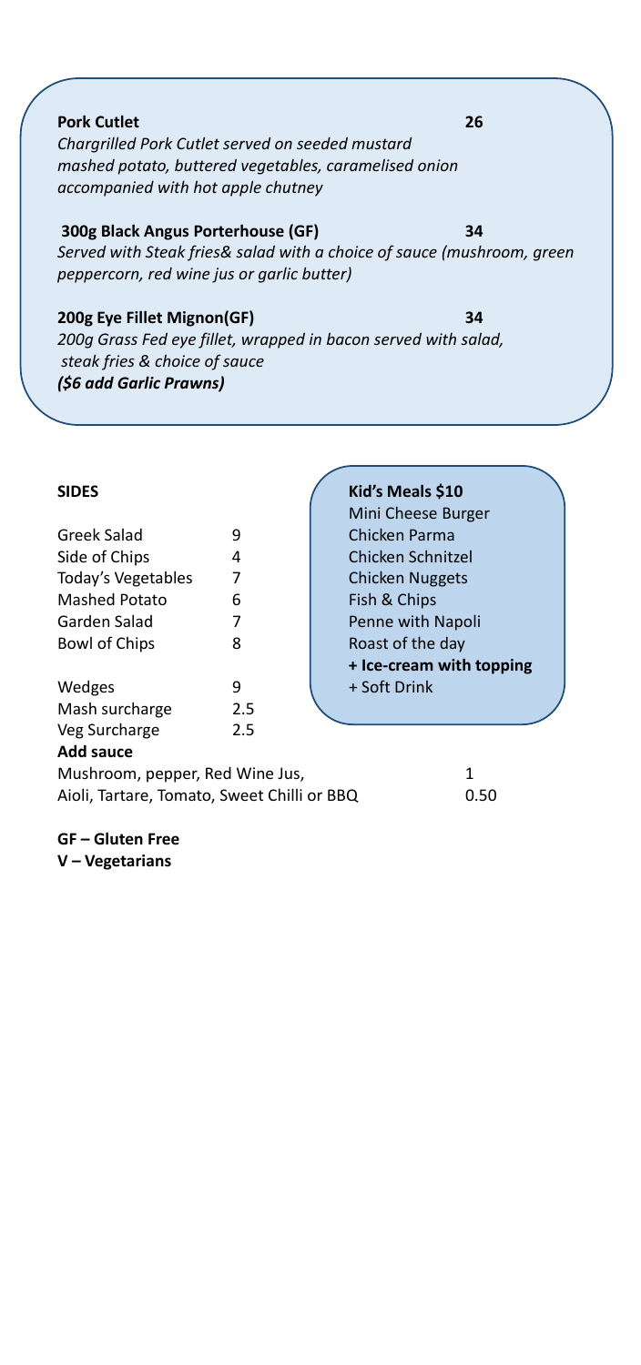**Pork Cutlet** **26**

*Chargrilled Pork Cutlet served on seeded mustard mashed potato, buttered vegetables, caramelised onion accompanied with hot apple chutney*

**300g Black Angus Porterhouse (GF)** **34**

*Served with Steak fries& salad with a choice of sauce (mushroom, green peppercorn, red wine jus or garlic butter)*

**200g Eye Fillet Mignon(GF)** **34**

*200g Grass Fed eye fillet, wrapped in bacon served with salad, steak fries & choice of sauce*

***($6 add Garlic Prawns)***

**SIDES**

| | |
|---|---|
| Greek Salad | 9 |
| Side of Chips | 4 |
| Today's Vegetables | 7 |
| Mashed Potato | 6 |
| Garden Salad | 7 |
| Bowl of Chips | 8 |
| Wedges | 9 |
| Mash surcharge | 2.5 |
| Veg Surcharge | 2.5 |

**Add sauce**

| | |
|---|---|
| Mushroom, pepper, Red Wine Jus, | 1 |
| Aioli, Tartare, Tomato, Sweet Chilli or BBQ | 0.50 |

**Kid's Meals $10**

Mini Cheese Burger
Chicken Parma
Chicken Schnitzel
Chicken Nuggets
Fish & Chips
Penne with Napoli
Roast of the day
**+ Ice-cream with topping**
+ Soft Drink

**GF – Gluten Free**
**V – Vegetarians**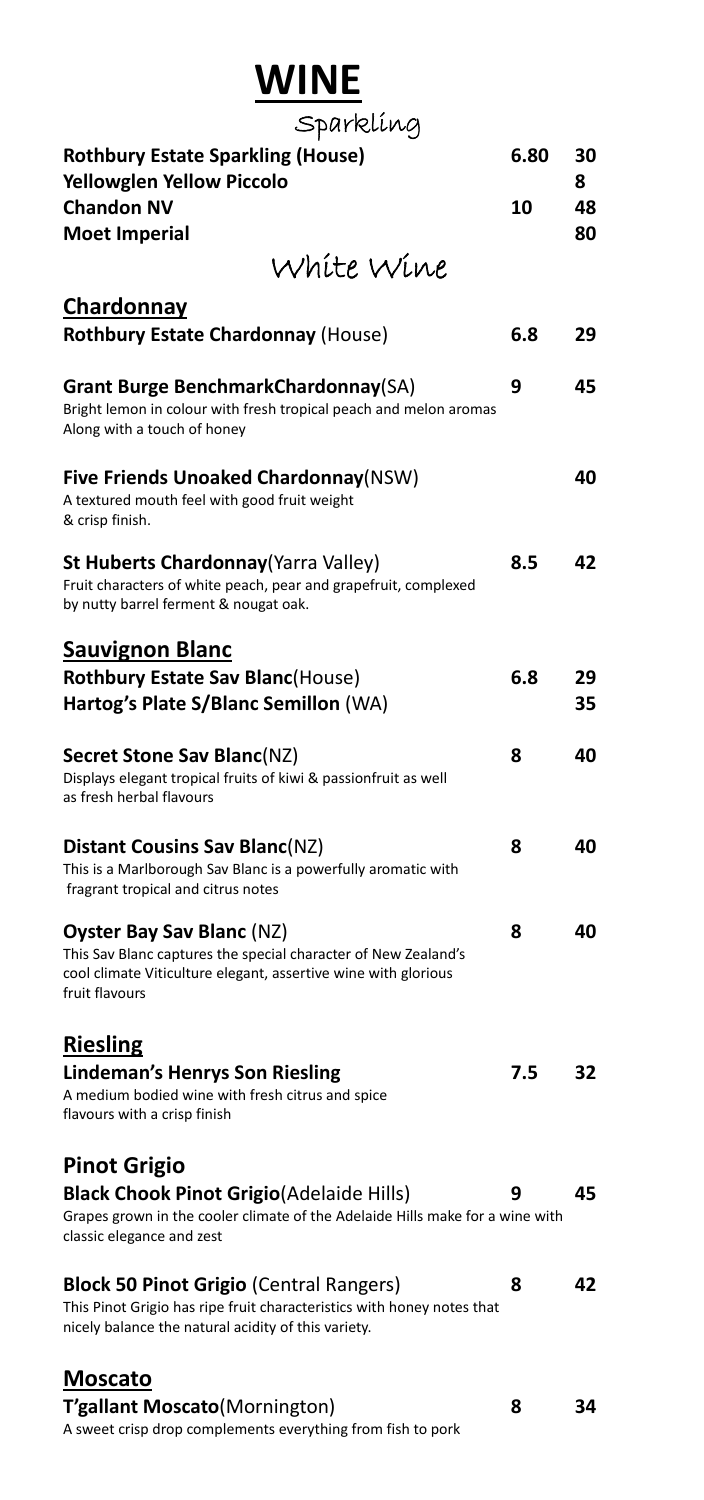# WINE

## Sparkling

| | Glass | Bottle |
|---|---|---|
| **Rothbury Estate Sparkling (House)** | 6.80 | 30 |
| **Yellowglen Yellow Piccolo** | | 8 |
| **Chandon NV** | 10 | 48 |
| **Moet Imperial** | | 80 |

## White Wine

### Chardonnay

**Rothbury Estate Chardonnay** (House) — 6.8 | 29

**Grant Burge BenchmarkChardonnay**(SA) — 9 | 45
Bright lemon in colour with fresh tropical peach and melon aromas
Along with a touch of honey

**Five Friends Unoaked Chardonnay**(NSW) — 40
A textured mouth feel with good fruit weight
& crisp finish.

**St Huberts Chardonnay**(Yarra Valley) — 8.5 | 42
Fruit characters of white peach, pear and grapefruit, complexed
by nutty barrel ferment & nougat oak.

### Sauvignon Blanc

**Rothbury Estate Sav Blanc**(House) — 6.8 | 29

**Hartog's Plate S/Blanc Semillon** (WA) — 35

**Secret Stone Sav Blanc**(NZ) — 8 | 40
Displays elegant tropical fruits of kiwi & passionfruit as well
as fresh herbal flavours

**Distant Cousins Sav Blanc**(NZ) — 8 | 40
This is a Marlborough Sav Blanc is a powerfully aromatic with
fragrant tropical and citrus notes

**Oyster Bay Sav Blanc** (NZ) — 8 | 40
This Sav Blanc captures the special character of New Zealand's
cool climate Viticulture elegant, assertive wine with glorious
fruit flavours

### Riesling

**Lindeman's Henrys Son Riesling** — 7.5 | 32
A medium bodied wine with fresh citrus and spice
flavours with a crisp finish

### Pinot Grigio

**Black Chook Pinot Grigio**(Adelaide Hills) — 9 | 45
Grapes grown in the cooler climate of the Adelaide Hills make for a wine with
classic elegance and zest

**Block 50 Pinot Grigio** (Central Rangers) — 8 | 42
This Pinot Grigio has ripe fruit characteristics with honey notes that
nicely balance the natural acidity of this variety.

### Moscato

**T'gallant Moscato**(Mornington) — 8 | 34
A sweet crisp drop complements everything from fish to pork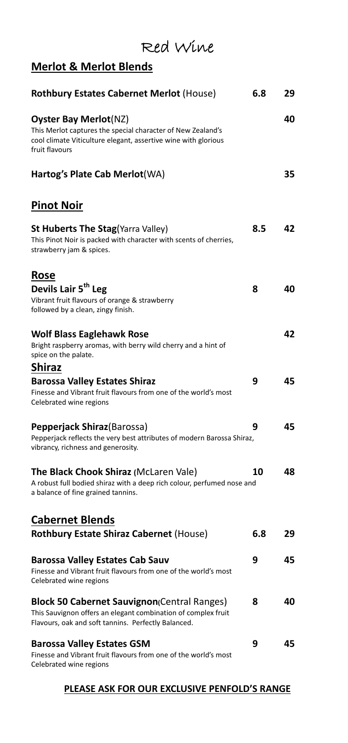# Red Wine

## Merlot & Merlot Blends

**Rothbury Estates Cabernet Merlot** (House) 6.8 29

**Oyster Bay Merlot**(NZ) 40
This Merlot captures the special character of New Zealand's cool climate Viticulture elegant, assertive wine with glorious fruit flavours

**Hartog's Plate Cab Merlot**(WA) 35

## Pinot Noir

**St Huberts The Stag**(Yarra Valley) 8.5 42
This Pinot Noir is packed with character with scents of cherries, strawberry jam & spices.

## Rose

**Devils Lair 5th Leg** 8 40
Vibrant fruit flavours of orange & strawberry followed by a clean, zingy finish.

**Wolf Blass Eaglehawk Rose** 42
Bright raspberry aromas, with berry wild cherry and a hint of spice on the palate.

## Shiraz

**Barossa Valley Estates Shiraz** 9 45
Finesse and Vibrant fruit flavours from one of the world's most Celebrated wine regions

**Pepperjack Shiraz**(Barossa) 9 45
Pepperjack reflects the very best attributes of modern Barossa Shiraz, vibrancy, richness and generosity.

**The Black Chook Shiraz (**McLaren Vale) 10 48
A robust full bodied shiraz with a deep rich colour, perfumed nose and a balance of fine grained tannins.

## Cabernet Blends

**Rothbury Estate Shiraz Cabernet** (House) 6.8 29

**Barossa Valley Estates Cab Sauv** 9 45
Finesse and Vibrant fruit flavours from one of the world's most Celebrated wine regions

**Block 50 Cabernet Sauvignon**(Central Ranges) 8 40
This Sauvignon offers an elegant combination of complex fruit Flavours, oak and soft tannins. Perfectly Balanced.

**Barossa Valley Estates GSM** 9 45
Finesse and Vibrant fruit flavours from one of the world's most Celebrated wine regions

**PLEASE ASK FOR OUR EXCLUSIVE PENFOLD'S RANGE**